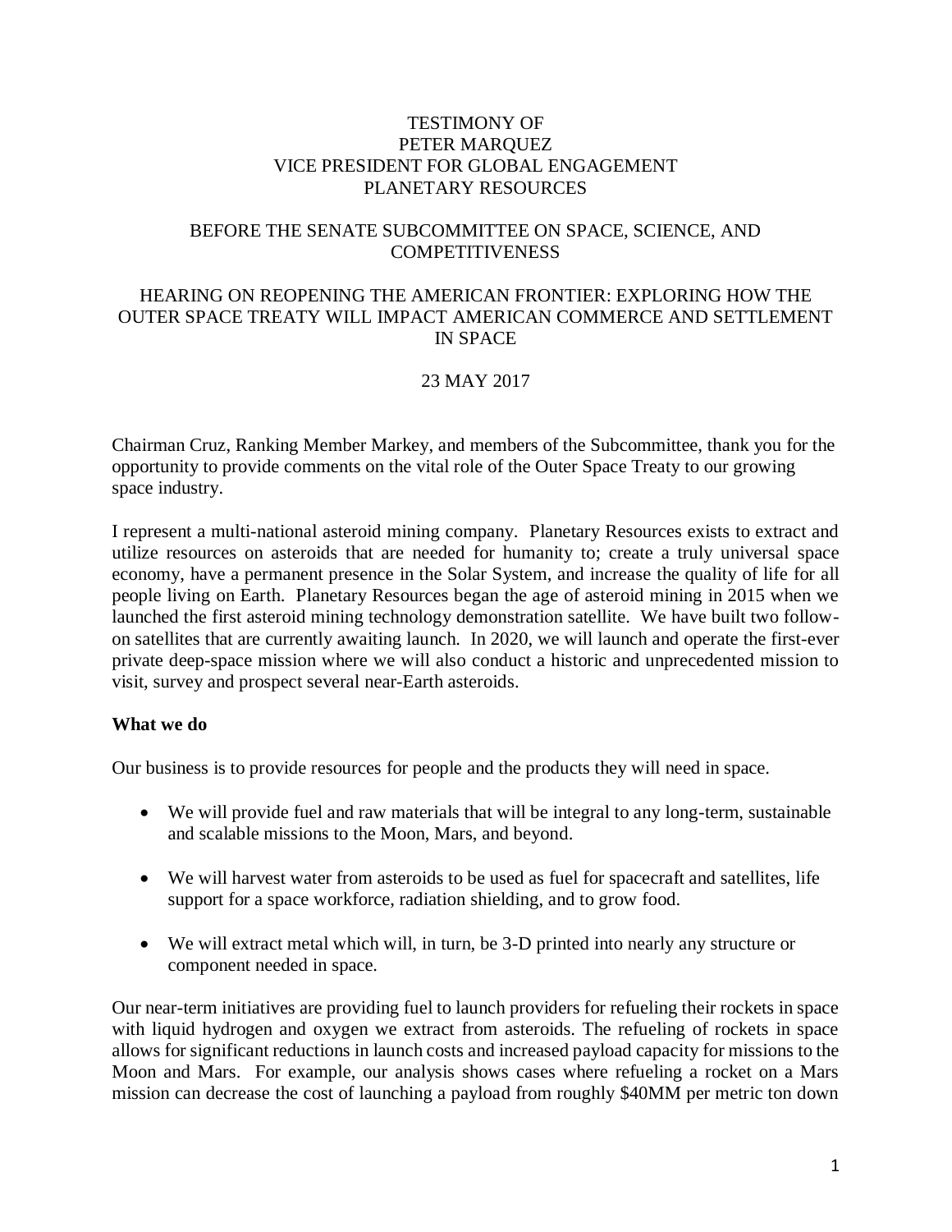TESTIMONY OF
PETER MARQUEZ
VICE PRESIDENT FOR GLOBAL ENGAGEMENT
PLANETARY RESOURCES

BEFORE THE SENATE SUBCOMMITTEE ON SPACE, SCIENCE, AND COMPETITIVENESS

HEARING ON REOPENING THE AMERICAN FRONTIER: EXPLORING HOW THE OUTER SPACE TREATY WILL IMPACT AMERICAN COMMERCE AND SETTLEMENT IN SPACE

23 MAY 2017

Chairman Cruz, Ranking Member Markey, and members of the Subcommittee, thank you for the opportunity to provide comments on the vital role of the Outer Space Treaty to our growing space industry.

I represent a multi-national asteroid mining company. Planetary Resources exists to extract and utilize resources on asteroids that are needed for humanity to; create a truly universal space economy, have a permanent presence in the Solar System, and increase the quality of life for all people living on Earth. Planetary Resources began the age of asteroid mining in 2015 when we launched the first asteroid mining technology demonstration satellite. We have built two follow-on satellites that are currently awaiting launch. In 2020, we will launch and operate the first-ever private deep-space mission where we will also conduct a historic and unprecedented mission to visit, survey and prospect several near-Earth asteroids.

**What we do**

Our business is to provide resources for people and the products they will need in space.

- We will provide fuel and raw materials that will be integral to any long-term, sustainable and scalable missions to the Moon, Mars, and beyond.

- We will harvest water from asteroids to be used as fuel for spacecraft and satellites, life support for a space workforce, radiation shielding, and to grow food.

- We will extract metal which will, in turn, be 3-D printed into nearly any structure or component needed in space.

Our near-term initiatives are providing fuel to launch providers for refueling their rockets in space with liquid hydrogen and oxygen we extract from asteroids. The refueling of rockets in space allows for significant reductions in launch costs and increased payload capacity for missions to the Moon and Mars. For example, our analysis shows cases where refueling a rocket on a Mars mission can decrease the cost of launching a payload from roughly $40MM per metric ton down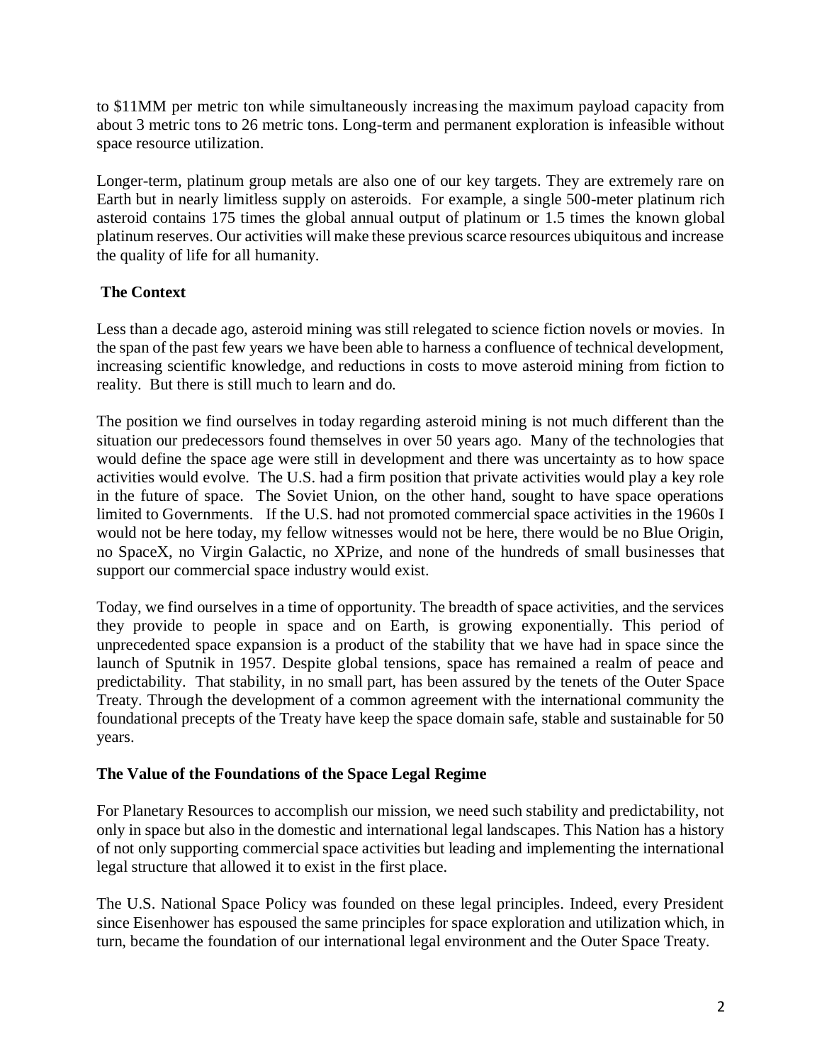to $11MM per metric ton while simultaneously increasing the maximum payload capacity from about 3 metric tons to 26 metric tons. Long-term and permanent exploration is infeasible without space resource utilization.

Longer-term, platinum group metals are also one of our key targets. They are extremely rare on Earth but in nearly limitless supply on asteroids. For example, a single 500-meter platinum rich asteroid contains 175 times the global annual output of platinum or 1.5 times the known global platinum reserves. Our activities will make these previous scarce resources ubiquitous and increase the quality of life for all humanity.

**The Context**

Less than a decade ago, asteroid mining was still relegated to science fiction novels or movies. In the span of the past few years we have been able to harness a confluence of technical development, increasing scientific knowledge, and reductions in costs to move asteroid mining from fiction to reality. But there is still much to learn and do.

The position we find ourselves in today regarding asteroid mining is not much different than the situation our predecessors found themselves in over 50 years ago. Many of the technologies that would define the space age were still in development and there was uncertainty as to how space activities would evolve. The U.S. had a firm position that private activities would play a key role in the future of space. The Soviet Union, on the other hand, sought to have space operations limited to Governments. If the U.S. had not promoted commercial space activities in the 1960s I would not be here today, my fellow witnesses would not be here, there would be no Blue Origin, no SpaceX, no Virgin Galactic, no XPrize, and none of the hundreds of small businesses that support our commercial space industry would exist.

Today, we find ourselves in a time of opportunity. The breadth of space activities, and the services they provide to people in space and on Earth, is growing exponentially. This period of unprecedented space expansion is a product of the stability that we have had in space since the launch of Sputnik in 1957. Despite global tensions, space has remained a realm of peace and predictability. That stability, in no small part, has been assured by the tenets of the Outer Space Treaty. Through the development of a common agreement with the international community the foundational precepts of the Treaty have keep the space domain safe, stable and sustainable for 50 years.

**The Value of the Foundations of the Space Legal Regime**

For Planetary Resources to accomplish our mission, we need such stability and predictability, not only in space but also in the domestic and international legal landscapes. This Nation has a history of not only supporting commercial space activities but leading and implementing the international legal structure that allowed it to exist in the first place.

The U.S. National Space Policy was founded on these legal principles. Indeed, every President since Eisenhower has espoused the same principles for space exploration and utilization which, in turn, became the foundation of our international legal environment and the Outer Space Treaty.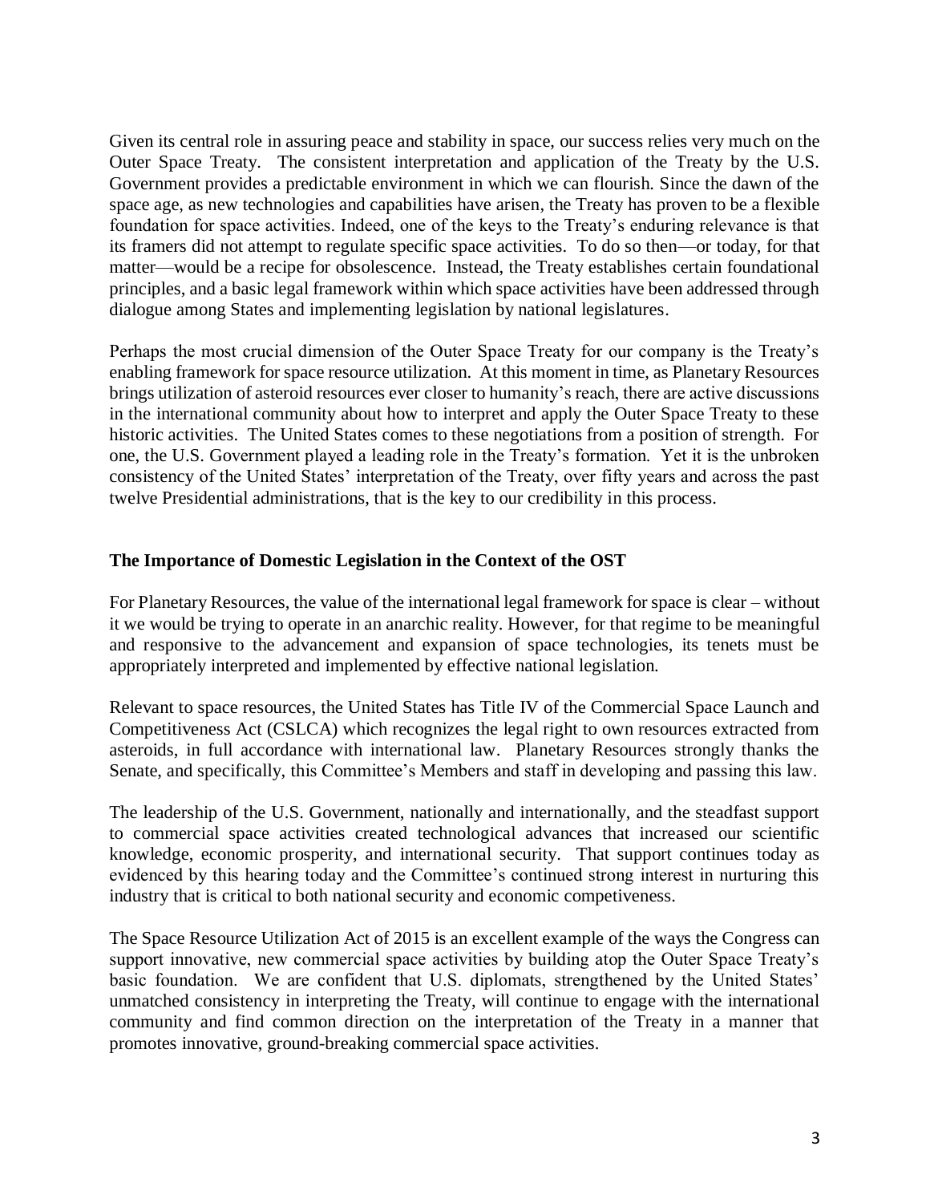Given its central role in assuring peace and stability in space, our success relies very much on the Outer Space Treaty. The consistent interpretation and application of the Treaty by the U.S. Government provides a predictable environment in which we can flourish. Since the dawn of the space age, as new technologies and capabilities have arisen, the Treaty has proven to be a flexible foundation for space activities. Indeed, one of the keys to the Treaty's enduring relevance is that its framers did not attempt to regulate specific space activities. To do so then—or today, for that matter—would be a recipe for obsolescence. Instead, the Treaty establishes certain foundational principles, and a basic legal framework within which space activities have been addressed through dialogue among States and implementing legislation by national legislatures.

Perhaps the most crucial dimension of the Outer Space Treaty for our company is the Treaty's enabling framework for space resource utilization. At this moment in time, as Planetary Resources brings utilization of asteroid resources ever closer to humanity's reach, there are active discussions in the international community about how to interpret and apply the Outer Space Treaty to these historic activities. The United States comes to these negotiations from a position of strength. For one, the U.S. Government played a leading role in the Treaty's formation. Yet it is the unbroken consistency of the United States' interpretation of the Treaty, over fifty years and across the past twelve Presidential administrations, that is the key to our credibility in this process.

**The Importance of Domestic Legislation in the Context of the OST**

For Planetary Resources, the value of the international legal framework for space is clear – without it we would be trying to operate in an anarchic reality. However, for that regime to be meaningful and responsive to the advancement and expansion of space technologies, its tenets must be appropriately interpreted and implemented by effective national legislation.

Relevant to space resources, the United States has Title IV of the Commercial Space Launch and Competitiveness Act (CSLCA) which recognizes the legal right to own resources extracted from asteroids, in full accordance with international law. Planetary Resources strongly thanks the Senate, and specifically, this Committee's Members and staff in developing and passing this law.

The leadership of the U.S. Government, nationally and internationally, and the steadfast support to commercial space activities created technological advances that increased our scientific knowledge, economic prosperity, and international security. That support continues today as evidenced by this hearing today and the Committee's continued strong interest in nurturing this industry that is critical to both national security and economic competiveness.

The Space Resource Utilization Act of 2015 is an excellent example of the ways the Congress can support innovative, new commercial space activities by building atop the Outer Space Treaty's basic foundation. We are confident that U.S. diplomats, strengthened by the United States' unmatched consistency in interpreting the Treaty, will continue to engage with the international community and find common direction on the interpretation of the Treaty in a manner that promotes innovative, ground-breaking commercial space activities.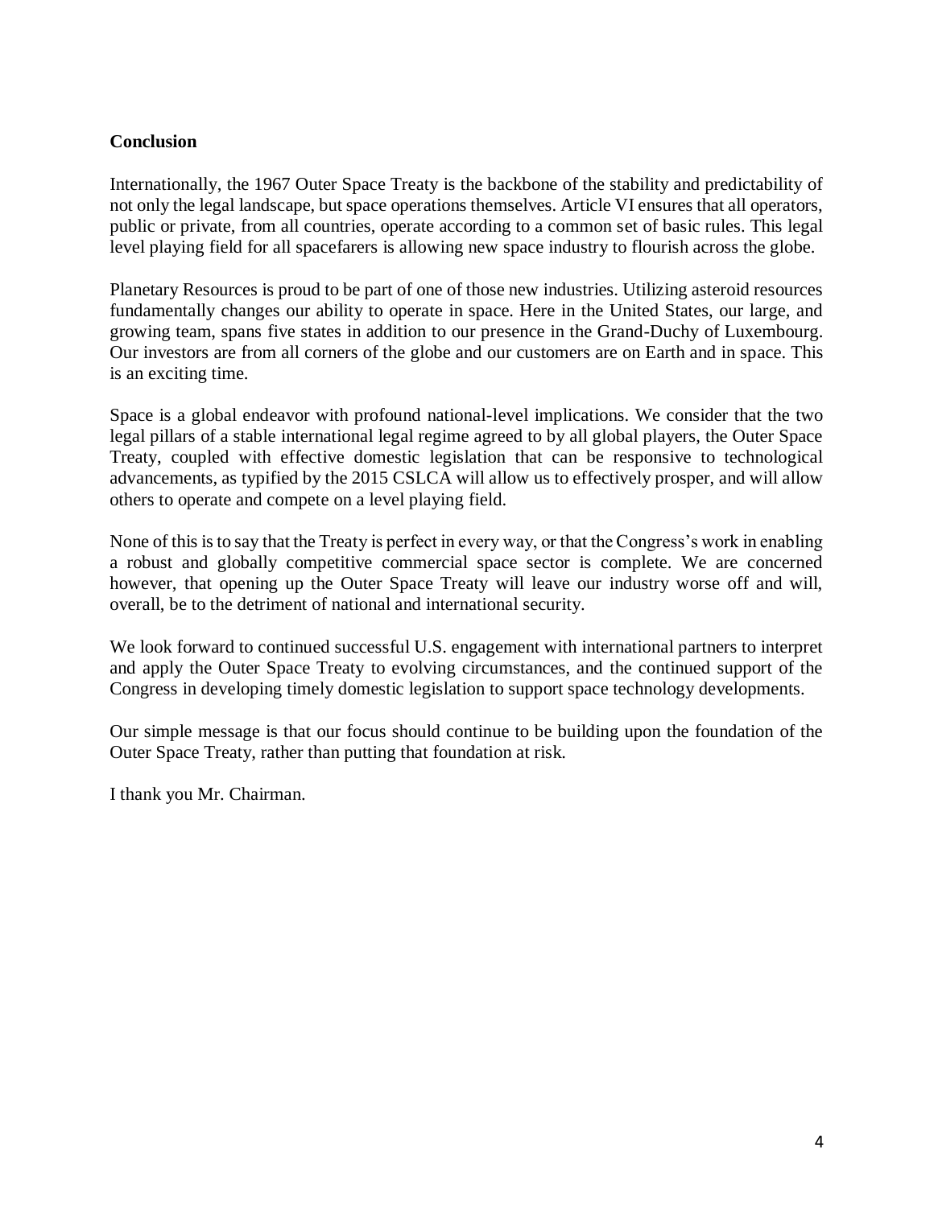**Conclusion**

Internationally, the 1967 Outer Space Treaty is the backbone of the stability and predictability of not only the legal landscape, but space operations themselves. Article VI ensures that all operators, public or private, from all countries, operate according to a common set of basic rules. This legal level playing field for all spacefarers is allowing new space industry to flourish across the globe.

Planetary Resources is proud to be part of one of those new industries. Utilizing asteroid resources fundamentally changes our ability to operate in space. Here in the United States, our large, and growing team, spans five states in addition to our presence in the Grand-Duchy of Luxembourg. Our investors are from all corners of the globe and our customers are on Earth and in space. This is an exciting time.

Space is a global endeavor with profound national-level implications. We consider that the two legal pillars of a stable international legal regime agreed to by all global players, the Outer Space Treaty, coupled with effective domestic legislation that can be responsive to technological advancements, as typified by the 2015 CSLCA will allow us to effectively prosper, and will allow others to operate and compete on a level playing field.

None of this is to say that the Treaty is perfect in every way, or that the Congress's work in enabling a robust and globally competitive commercial space sector is complete. We are concerned however, that opening up the Outer Space Treaty will leave our industry worse off and will, overall, be to the detriment of national and international security.

We look forward to continued successful U.S. engagement with international partners to interpret and apply the Outer Space Treaty to evolving circumstances, and the continued support of the Congress in developing timely domestic legislation to support space technology developments.

Our simple message is that our focus should continue to be building upon the foundation of the Outer Space Treaty, rather than putting that foundation at risk.

I thank you Mr. Chairman.